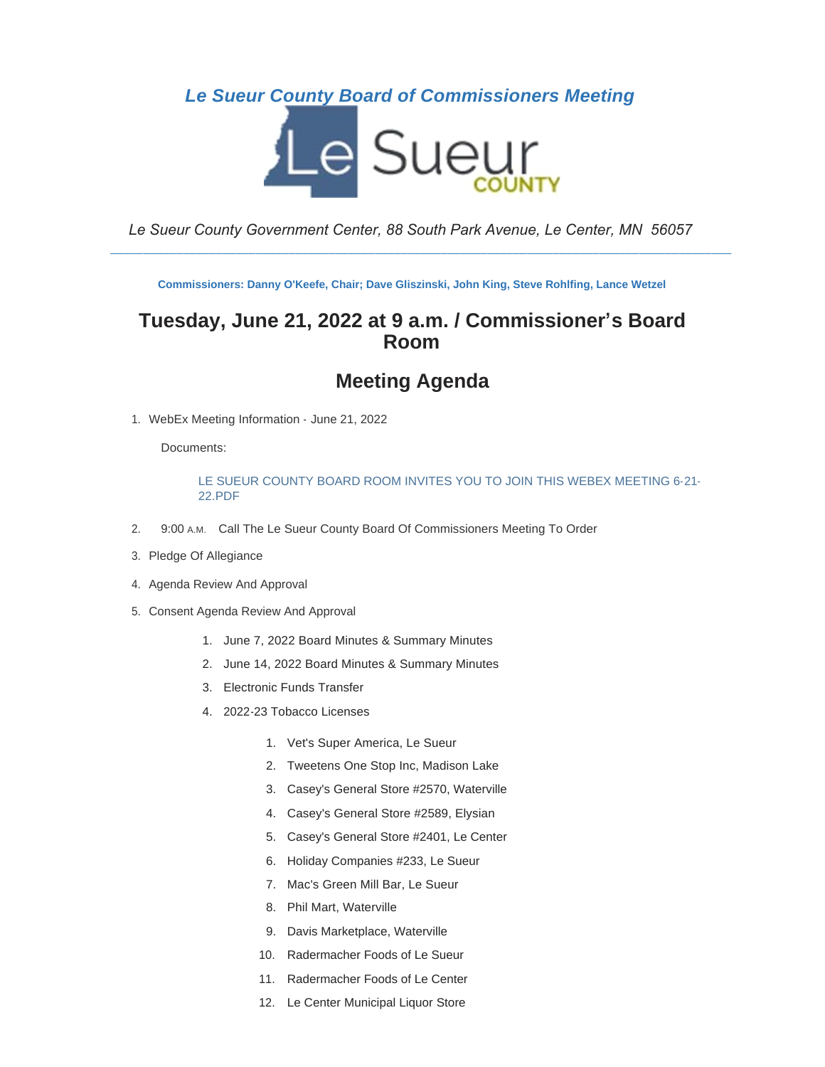# *Le Sueur County Board of Commissioners Meeting*

*Le Sueur County Government Center, 88 South Park Avenue, Le Center, MN 56057*

**Commissioners: Danny O'Keefe, Chair; Dave Gliszinski, John King, Steve Rohlfing, Lance Wetzel**

## Tuesday, June 21, 2022 at 9 a.m. / Commissioner's Board Room

## Meeting Agenda

1. WebEx Meeting Information - June 21, 2022

   Documents:

   LE SUEUR COUNTY BOARD ROOM INVITES YOU TO JOIN THIS WEBEX MEETING 6-21-22.PDF

2. 9:00 A.M. Call The Le Sueur County Board Of Commissioners Meeting To Order
3. Pledge Of Allegiance
4. Agenda Review And Approval
5. Consent Agenda Review And Approval
   1. June 7, 2022 Board Minutes & Summary Minutes
   2. June 14, 2022 Board Minutes & Summary Minutes
   3. Electronic Funds Transfer
   4. 2022-23 Tobacco Licenses
      1. Vet's Super America, Le Sueur
      2. Tweetens One Stop Inc, Madison Lake
      3. Casey's General Store #2570, Waterville
      4. Casey's General Store #2589, Elysian
      5. Casey's General Store #2401, Le Center
      6. Holiday Companies #233, Le Sueur
      7. Mac's Green Mill Bar, Le Sueur
      8. Phil Mart, Waterville
      9. Davis Marketplace, Waterville
      10. Radermacher Foods of Le Sueur
      11. Radermacher Foods of Le Center
      12. Le Center Municipal Liquor Store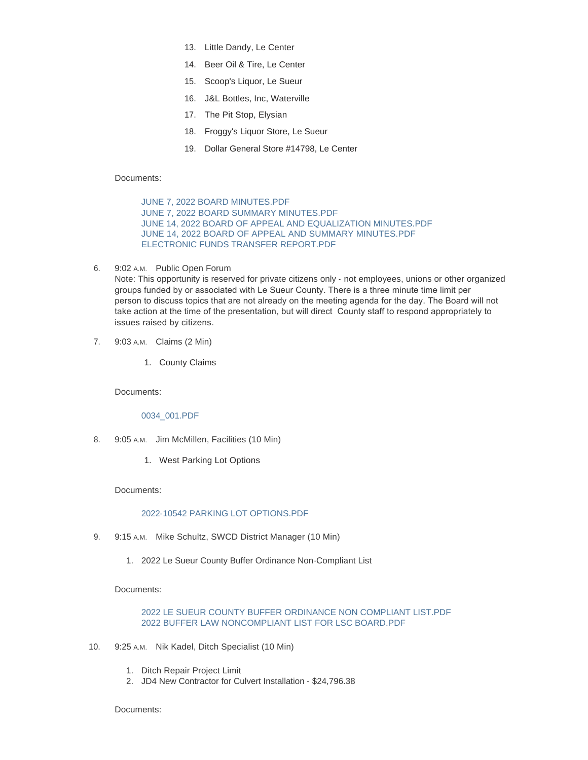13. Little Dandy, Le Center
14. Beer Oil & Tire, Le Center
15. Scoop's Liquor, Le Sueur
16. J&L Bottles, Inc, Waterville
17. The Pit Stop, Elysian
18. Froggy's Liquor Store, Le Sueur
19. Dollar General Store #14798, Le Center

Documents:

JUNE 7, 2022 BOARD MINUTES.PDF
JUNE 7, 2022 BOARD SUMMARY MINUTES.PDF
JUNE 14, 2022 BOARD OF APPEAL AND EQUALIZATION MINUTES.PDF
JUNE 14, 2022 BOARD OF APPEAL AND SUMMARY MINUTES.PDF
ELECTRONIC FUNDS TRANSFER REPORT.PDF

6. 9:02 A.M. Public Open Forum
Note: This opportunity is reserved for private citizens only - not employees, unions or other organized groups funded by or associated with Le Sueur County. There is a three minute time limit per person to discuss topics that are not already on the meeting agenda for the day. The Board will not take action at the time of the presentation, but will direct County staff to respond appropriately to issues raised by citizens.

7. 9:03 A.M. Claims (2 Min)

    1. County Claims

Documents:

0034_001.PDF

8. 9:05 A.M. Jim McMillen, Facilities (10 Min)

    1. West Parking Lot Options

Documents:

2022-10542 PARKING LOT OPTIONS.PDF

9. 9:15 A.M. Mike Schultz, SWCD District Manager (10 Min)

    1. 2022 Le Sueur County Buffer Ordinance Non-Compliant List

Documents:

2022 LE SUEUR COUNTY BUFFER ORDINANCE NON COMPLIANT LIST.PDF
2022 BUFFER LAW NONCOMPLIANT LIST FOR LSC BOARD.PDF

10. 9:25 A.M. Nik Kadel, Ditch Specialist (10 Min)

    1. Ditch Repair Project Limit
    2. JD4 New Contractor for Culvert Installation - $24,796.38

Documents: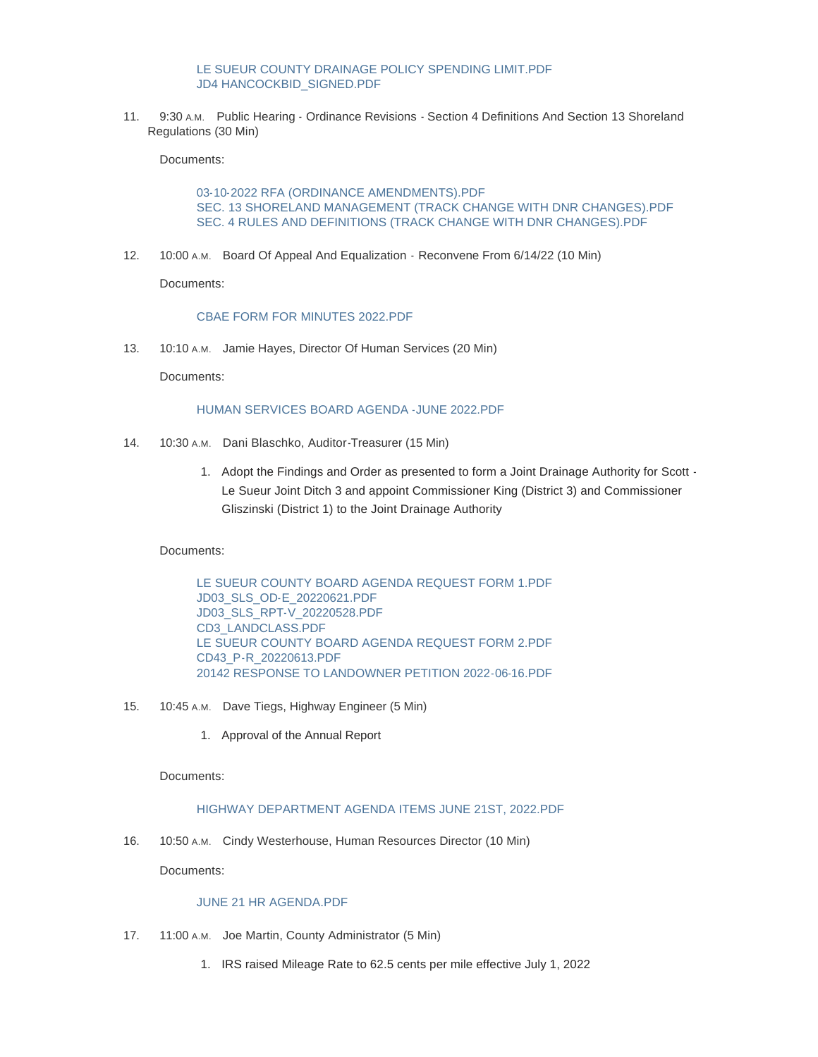LE SUEUR COUNTY DRAINAGE POLICY SPENDING LIMIT.PDF
JD4 HANCOCKBID_SIGNED.PDF

11. 9:30 A.M. Public Hearing - Ordinance Revisions - Section 4 Definitions And Section 13 Shoreland Regulations (30 Min)

Documents:

03-10-2022 RFA (ORDINANCE AMENDMENTS).PDF
SEC. 13 SHORELAND MANAGEMENT (TRACK CHANGE WITH DNR CHANGES).PDF
SEC. 4 RULES AND DEFINITIONS (TRACK CHANGE WITH DNR CHANGES).PDF

12. 10:00 A.M. Board Of Appeal And Equalization - Reconvene From 6/14/22 (10 Min)

Documents:

CBAE FORM FOR MINUTES 2022.PDF

13. 10:10 A.M. Jamie Hayes, Director Of Human Services (20 Min)

Documents:

HUMAN SERVICES BOARD AGENDA -JUNE 2022.PDF

14. 10:30 A.M. Dani Blaschko, Auditor-Treasurer (15 Min)

    1. Adopt the Findings and Order as presented to form a Joint Drainage Authority for Scott - Le Sueur Joint Ditch 3 and appoint Commissioner King (District 3) and Commissioner Gliszinski (District 1) to the Joint Drainage Authority

Documents:

LE SUEUR COUNTY BOARD AGENDA REQUEST FORM 1.PDF
JD03_SLS_OD-E_20220621.PDF
JD03_SLS_RPT-V_20220528.PDF
CD3_LANDCLASS.PDF
LE SUEUR COUNTY BOARD AGENDA REQUEST FORM 2.PDF
CD43_P-R_20220613.PDF
20142 RESPONSE TO LANDOWNER PETITION 2022-06-16.PDF

15. 10:45 A.M. Dave Tiegs, Highway Engineer (5 Min)

    1. Approval of the Annual Report

Documents:

HIGHWAY DEPARTMENT AGENDA ITEMS JUNE 21ST, 2022.PDF

16. 10:50 A.M. Cindy Westerhouse, Human Resources Director (10 Min)

Documents:

JUNE 21 HR AGENDA.PDF

17. 11:00 A.M. Joe Martin, County Administrator (5 Min)

    1. IRS raised Mileage Rate to 62.5 cents per mile effective July 1, 2022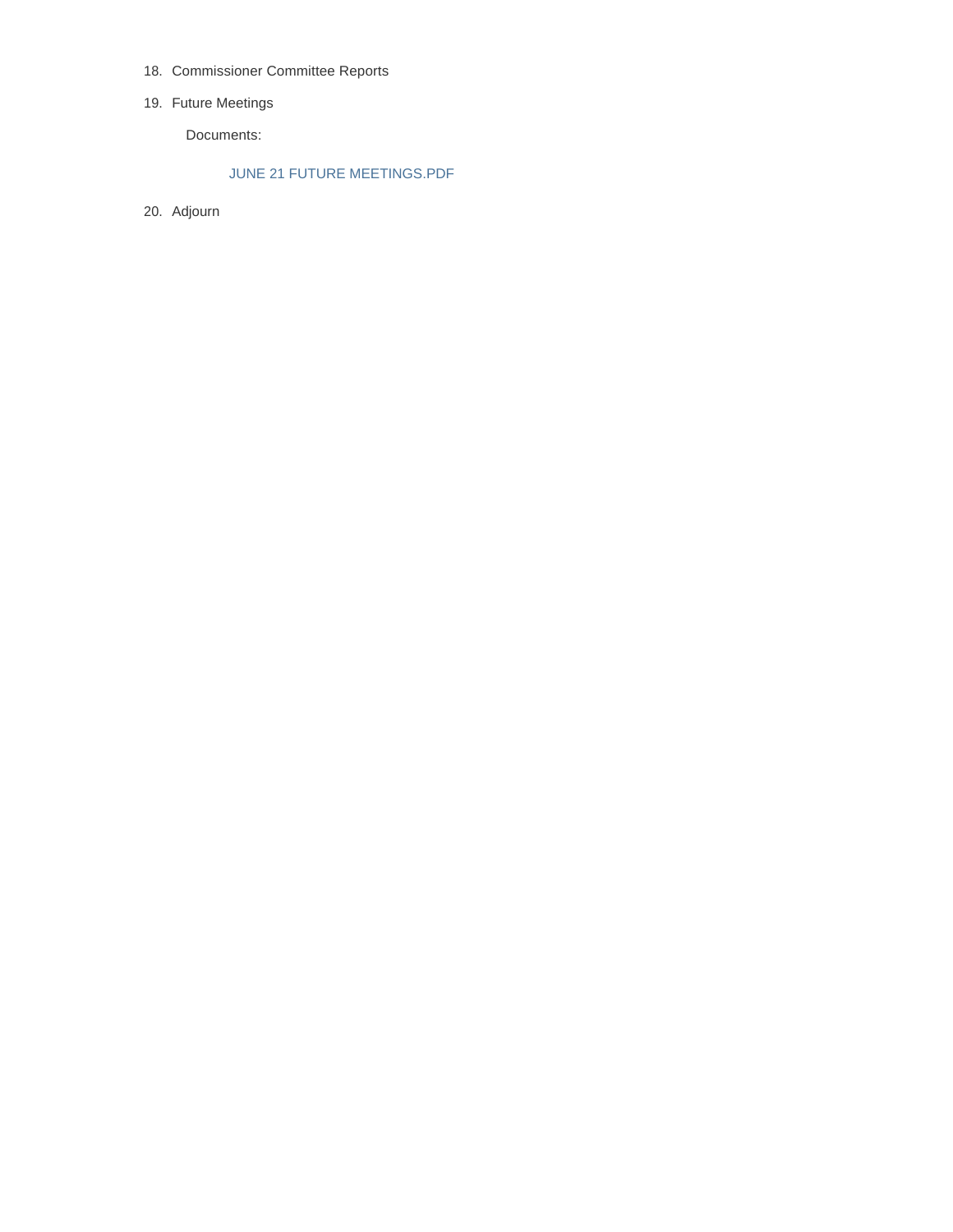18. Commissioner Committee Reports

19. Future Meetings

    Documents:

    JUNE 21 FUTURE MEETINGS.PDF

20. Adjourn